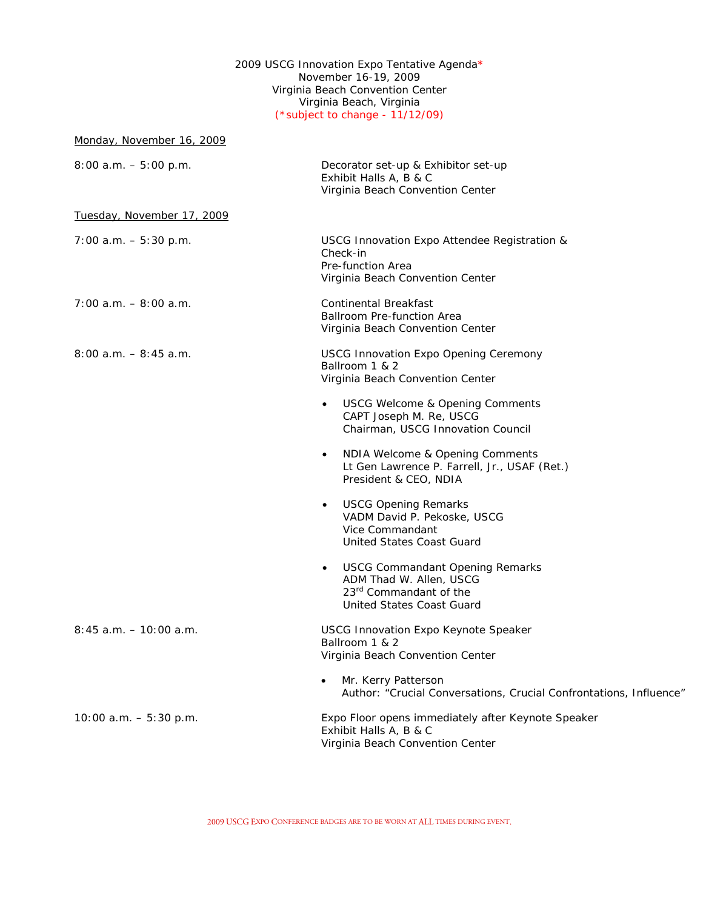# 2009 USCG Innovation Expo Tentative Agenda*

November 16-19, 2009
Virginia Beach Convention Center
Virginia Beach, Virginia
(*subject to change - 11/12/09)

## Monday, November 16, 2009

**8:00 a.m. – 5:00 p.m.**
Decorator set-up & Exhibitor set-up
Exhibit Halls A, B & C
Virginia Beach Convention Center

## Tuesday, November 17, 2009

**7:00 a.m. – 5:30 p.m.**
USCG Innovation Expo Attendee Registration & Check-in
Pre-function Area
Virginia Beach Convention Center

**7:00 a.m. – 8:00 a.m.**
Continental Breakfast
Ballroom Pre-function Area
Virginia Beach Convention Center

**8:00 a.m. – 8:45 a.m.**
USCG Innovation Expo Opening Ceremony
Ballroom 1 & 2
Virginia Beach Convention Center

- USCG Welcome & Opening Comments
  CAPT Joseph M. Re, USCG
  Chairman, USCG Innovation Council
- NDIA Welcome & Opening Comments
  Lt Gen Lawrence P. Farrell, Jr., USAF (Ret.)
  President & CEO, NDIA
- USCG Opening Remarks
  VADM David P. Pekoske, USCG
  Vice Commandant
  United States Coast Guard
- USCG Commandant Opening Remarks
  ADM Thad W. Allen, USCG
  23rd Commandant of the
  United States Coast Guard

**8:45 a.m. – 10:00 a.m.**
USCG Innovation Expo Keynote Speaker
Ballroom 1 & 2
Virginia Beach Convention Center

- Mr. Kerry Patterson
  Author: "Crucial Conversations, Crucial Confrontations, Influence"

**10:00 a.m. – 5:30 p.m.**
Expo Floor opens immediately after Keynote Speaker
Exhibit Halls A, B & C
Virginia Beach Convention Center

2009 USCG EXPO CONFERENCE BADGES ARE TO BE WORN AT ALL TIMES DURING EVENT.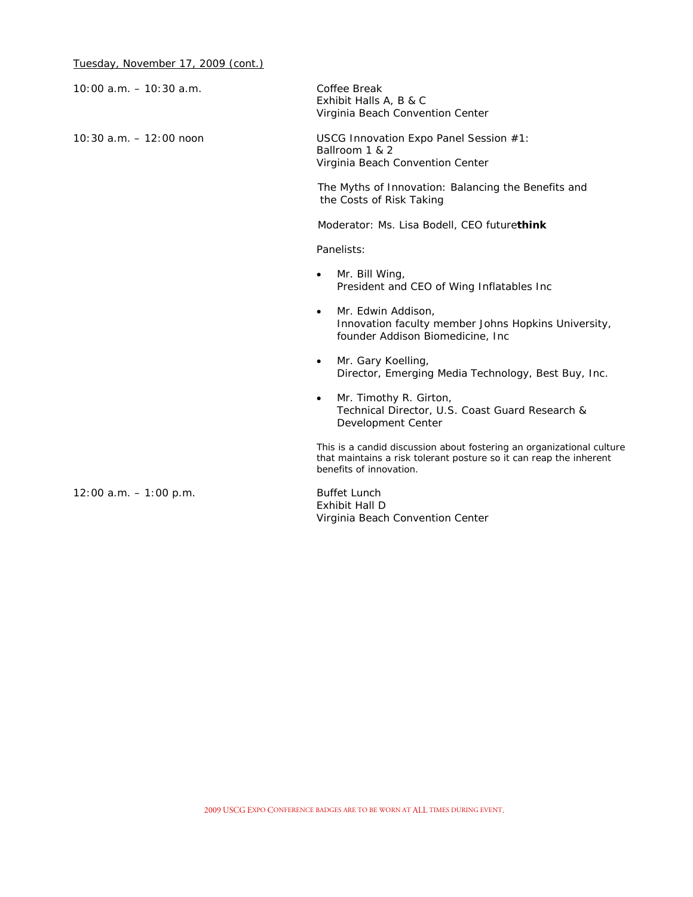Tuesday, November 17, 2009 (cont.)

| | |
|---|---|
| 10:00 a.m. – 10:30 a.m. | Coffee Break<br>Exhibit Halls A, B & C<br>Virginia Beach Convention Center |
| 10:30 a.m. – 12:00 noon | USCG Innovation Expo Panel Session #1:<br>Ballroom 1 & 2<br>Virginia Beach Convention Center |

The Myths of Innovation: Balancing the Benefits and the Costs of Risk Taking

Moderator: Ms. Lisa Bodell, CEO future**think**

Panelists:

- Mr. Bill Wing,
  President and CEO of Wing Inflatables Inc
- Mr. Edwin Addison,
  Innovation faculty member Johns Hopkins University, founder Addison Biomedicine, Inc
- Mr. Gary Koelling,
  Director, Emerging Media Technology, Best Buy, Inc.
- Mr. Timothy R. Girton,
  Technical Director, U.S. Coast Guard Research & Development Center

This is a candid discussion about fostering an organizational culture that maintains a risk tolerant posture so it can reap the inherent benefits of innovation.

| | |
|---|---|
| 12:00 a.m. – 1:00 p.m. | Buffet Lunch<br>Exhibit Hall D<br>Virginia Beach Convention Center |

2009 USCG EXPO CONFERENCE BADGES ARE TO BE WORN AT ALL TIMES DURING EVENT.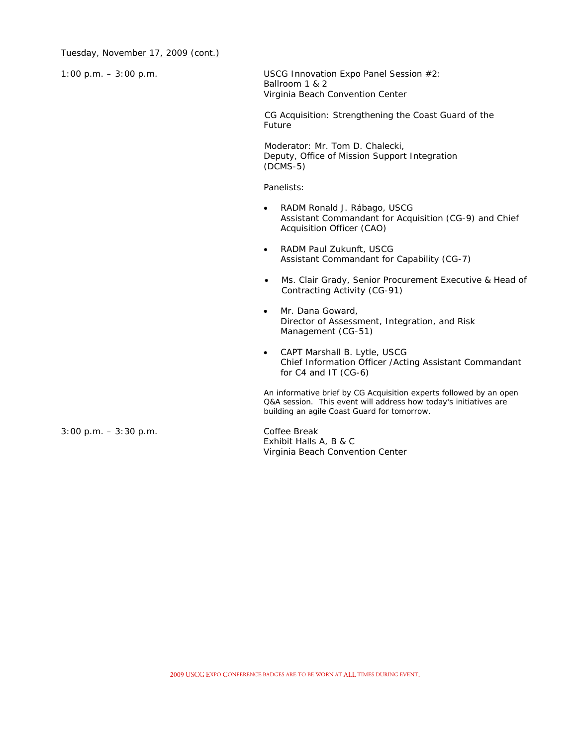Tuesday, November 17, 2009 (cont.)

**1:00 p.m. – 3:00 p.m.**

USCG Innovation Expo Panel Session #2:
Ballroom 1 & 2
Virginia Beach Convention Center

CG Acquisition: Strengthening the Coast Guard of the Future

Moderator: Mr. Tom D. Chalecki,
Deputy, Office of Mission Support Integration (DCMS-5)

Panelists:

- RADM Ronald J. Rábago, USCG
  Assistant Commandant for Acquisition (CG-9) and Chief Acquisition Officer (CAO)
- RADM Paul Zukunft, USCG
  Assistant Commandant for Capability (CG-7)
- Ms. Clair Grady, Senior Procurement Executive & Head of Contracting Activity (CG-91)
- Mr. Dana Goward,
  Director of Assessment, Integration, and Risk Management (CG-51)
- CAPT Marshall B. Lytle, USCG
  Chief Information Officer /Acting Assistant Commandant for C4 and IT (CG-6)

An informative brief by CG Acquisition experts followed by an open Q&A session. This event will address how today's initiatives are building an agile Coast Guard for tomorrow.

**3:00 p.m. – 3:30 p.m.**

Coffee Break
Exhibit Halls A, B & C
Virginia Beach Convention Center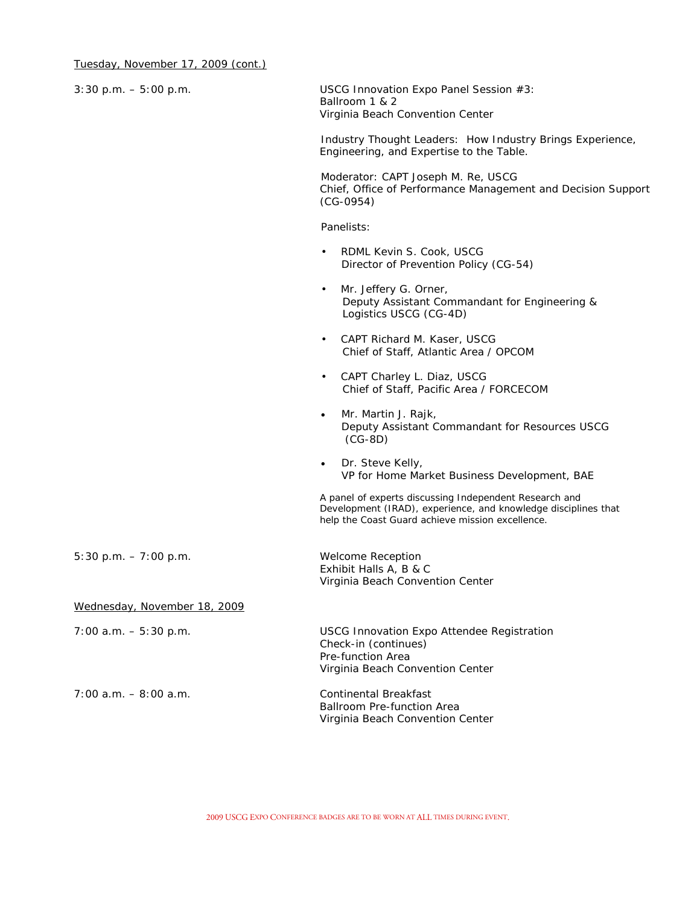Tuesday, November 17, 2009 (cont.)

**3:30 p.m. – 5:00 p.m.**

USCG Innovation Expo Panel Session #3:
Ballroom 1 & 2
Virginia Beach Convention Center

Industry Thought Leaders: How Industry Brings Experience, Engineering, and Expertise to the Table.

Moderator: CAPT Joseph M. Re, USCG
Chief, Office of Performance Management and Decision Support (CG-0954)

Panelists:

- RDML Kevin S. Cook, USCG
  Director of Prevention Policy (CG-54)
- Mr. Jeffery G. Orner,
  Deputy Assistant Commandant for Engineering & Logistics USCG (CG-4D)
- CAPT Richard M. Kaser, USCG
  Chief of Staff, Atlantic Area / OPCOM
- CAPT Charley L. Diaz, USCG
  Chief of Staff, Pacific Area / FORCECOM
- Mr. Martin J. Rajk,
  Deputy Assistant Commandant for Resources USCG (CG-8D)
- Dr. Steve Kelly,
  VP for Home Market Business Development, BAE

A panel of experts discussing Independent Research and Development (IRAD), experience, and knowledge disciplines that help the Coast Guard achieve mission excellence.

**5:30 p.m. – 7:00 p.m.**

Welcome Reception
Exhibit Halls A, B & C
Virginia Beach Convention Center

Wednesday, November 18, 2009

**7:00 a.m. – 5:30 p.m.**

USCG Innovation Expo Attendee Registration
Check-in (continues)
Pre-function Area
Virginia Beach Convention Center

**7:00 a.m. – 8:00 a.m.**

Continental Breakfast
Ballroom Pre-function Area
Virginia Beach Convention Center

2009 USCG EXPO CONFERENCE BADGES ARE TO BE WORN AT ALL TIMES DURING EVENT.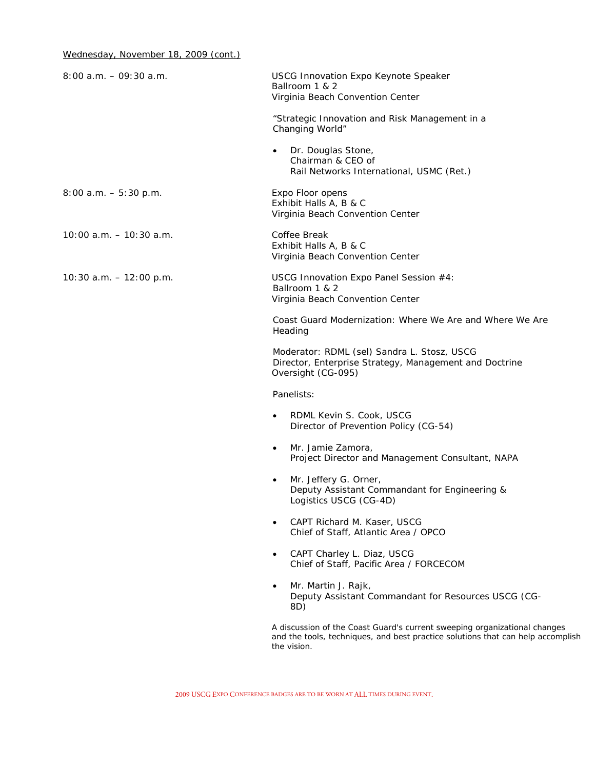Wednesday, November 18, 2009 (cont.)

| | |
|---|---|
| 8:00 a.m. – 09:30 a.m. | USCG Innovation Expo Keynote Speaker<br>Ballroom 1 & 2<br>Virginia Beach Convention Center<br><br>"Strategic Innovation and Risk Management in a Changing World"<br><br>• Dr. Douglas Stone, Chairman & CEO of Rail Networks International, USMC (Ret.) |
| 8:00 a.m. – 5:30 p.m. | Expo Floor opens<br>Exhibit Halls A, B & C<br>Virginia Beach Convention Center |
| 10:00 a.m. – 10:30 a.m. | Coffee Break<br>Exhibit Halls A, B & C<br>Virginia Beach Convention Center |
| 10:30 a.m. – 12:00 p.m. | USCG Innovation Expo Panel Session #4:<br>Ballroom 1 & 2<br>Virginia Beach Convention Center<br><br>Coast Guard Modernization: Where We Are and Where We Are Heading<br><br>Moderator: RDML (sel) Sandra L. Stosz, USCG<br>Director, Enterprise Strategy, Management and Doctrine Oversight (CG-095)<br><br>Panelists:<br><br>• RDML Kevin S. Cook, USCG<br>Director of Prevention Policy (CG-54)<br>• Mr. Jamie Zamora,<br>Project Director and Management Consultant, NAPA<br>• Mr. Jeffery G. Orner,<br>Deputy Assistant Commandant for Engineering & Logistics USCG (CG-4D)<br>• CAPT Richard M. Kaser, USCG<br>Chief of Staff, Atlantic Area / OPCO<br>• CAPT Charley L. Diaz, USCG<br>Chief of Staff, Pacific Area / FORCECOM<br>• Mr. Martin J. Rajk,<br>Deputy Assistant Commandant for Resources USCG (CG-8D)<br><br>A discussion of the Coast Guard's current sweeping organizational changes and the tools, techniques, and best practice solutions that can help accomplish the vision. |

2009 USCG EXPO CONFERENCE BADGES ARE TO BE WORN AT ALL TIMES DURING EVENT.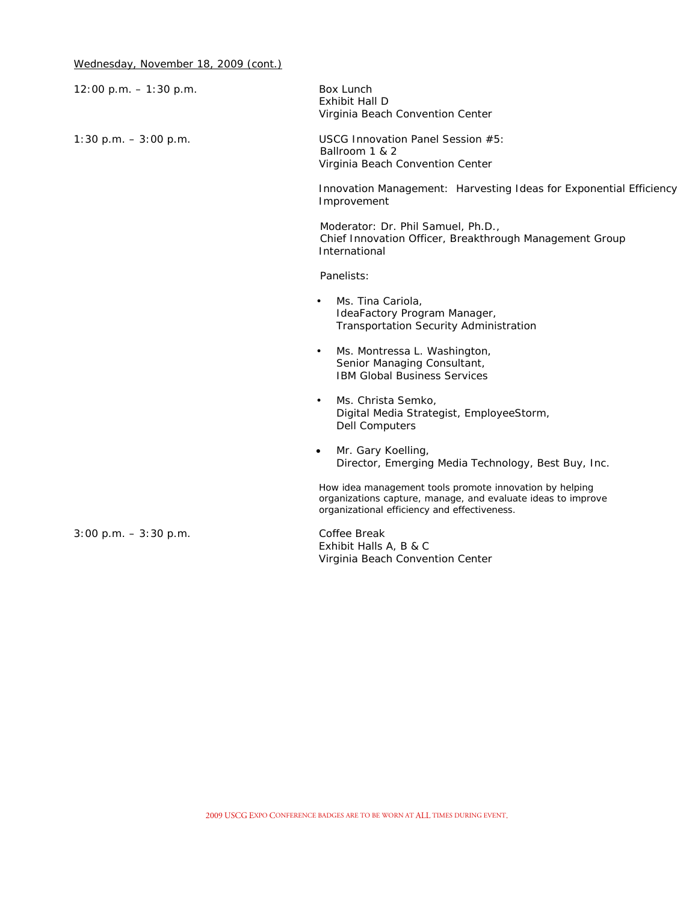Wednesday, November 18, 2009 (cont.)

**12:00 p.m. – 1:30 p.m.**

Box Lunch
Exhibit Hall D
Virginia Beach Convention Center

**1:30 p.m. – 3:00 p.m.**

USCG Innovation Panel Session #5:
Ballroom 1 & 2
Virginia Beach Convention Center

Innovation Management: Harvesting Ideas for Exponential Efficiency Improvement

Moderator: Dr. Phil Samuel, Ph.D.,
Chief Innovation Officer, Breakthrough Management Group International

Panelists:

- Ms. Tina Cariola,
  IdeaFactory Program Manager,
  Transportation Security Administration
- Ms. Montressa L. Washington,
  Senior Managing Consultant,
  IBM Global Business Services
- Ms. Christa Semko,
  Digital Media Strategist, EmployeeStorm,
  Dell Computers
- Mr. Gary Koelling,
  Director, Emerging Media Technology, Best Buy, Inc.

How idea management tools promote innovation by helping organizations capture, manage, and evaluate ideas to improve organizational efficiency and effectiveness.

**3:00 p.m. – 3:30 p.m.**

Coffee Break
Exhibit Halls A, B & C
Virginia Beach Convention Center

2009 USCG EXPO CONFERENCE BADGES ARE TO BE WORN AT ALL TIMES DURING EVENT.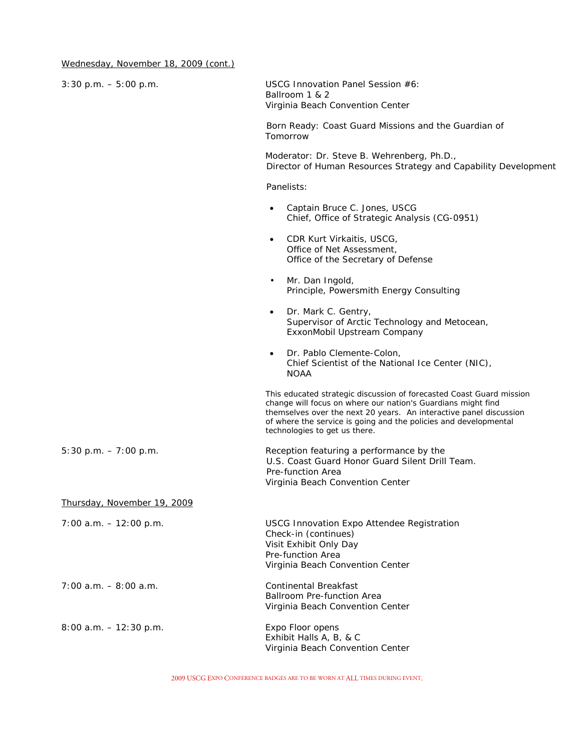Wednesday, November 18, 2009 (cont.)

**3:30 p.m. – 5:00 p.m.**

USCG Innovation Panel Session #6:
Ballroom 1 & 2
Virginia Beach Convention Center

Born Ready: Coast Guard Missions and the Guardian of Tomorrow

Moderator: Dr. Steve B. Wehrenberg, Ph.D.,
Director of Human Resources Strategy and Capability Development

Panelists:

- Captain Bruce C. Jones, USCG
  Chief, Office of Strategic Analysis (CG-0951)
- CDR Kurt Virkaitis, USCG,
  Office of Net Assessment,
  Office of the Secretary of Defense
- Mr. Dan Ingold,
  Principle, Powersmith Energy Consulting
- Dr. Mark C. Gentry,
  Supervisor of Arctic Technology and Metocean,
  ExxonMobil Upstream Company
- Dr. Pablo Clemente-Colon,
  Chief Scientist of the National Ice Center (NIC),
  NOAA

This educated strategic discussion of forecasted Coast Guard mission change will focus on where our nation's Guardians might find themselves over the next 20 years. An interactive panel discussion of where the service is going and the policies and developmental technologies to get us there.

**5:30 p.m. – 7:00 p.m.**

Reception featuring a performance by the
U.S. Coast Guard Honor Guard Silent Drill Team.
Pre-function Area
Virginia Beach Convention Center

Thursday, November 19, 2009

**7:00 a.m. – 12:00 p.m.**

USCG Innovation Expo Attendee Registration
Check-in (continues)
Visit Exhibit Only Day
Pre-function Area
Virginia Beach Convention Center

**7:00 a.m. – 8:00 a.m.**

Continental Breakfast
Ballroom Pre-function Area
Virginia Beach Convention Center

**8:00 a.m. – 12:30 p.m.**

Expo Floor opens
Exhibit Halls A, B, & C
Virginia Beach Convention Center

2009 USCG EXPO CONFERENCE BADGES ARE TO BE WORN AT ALL TIMES DURING EVENT.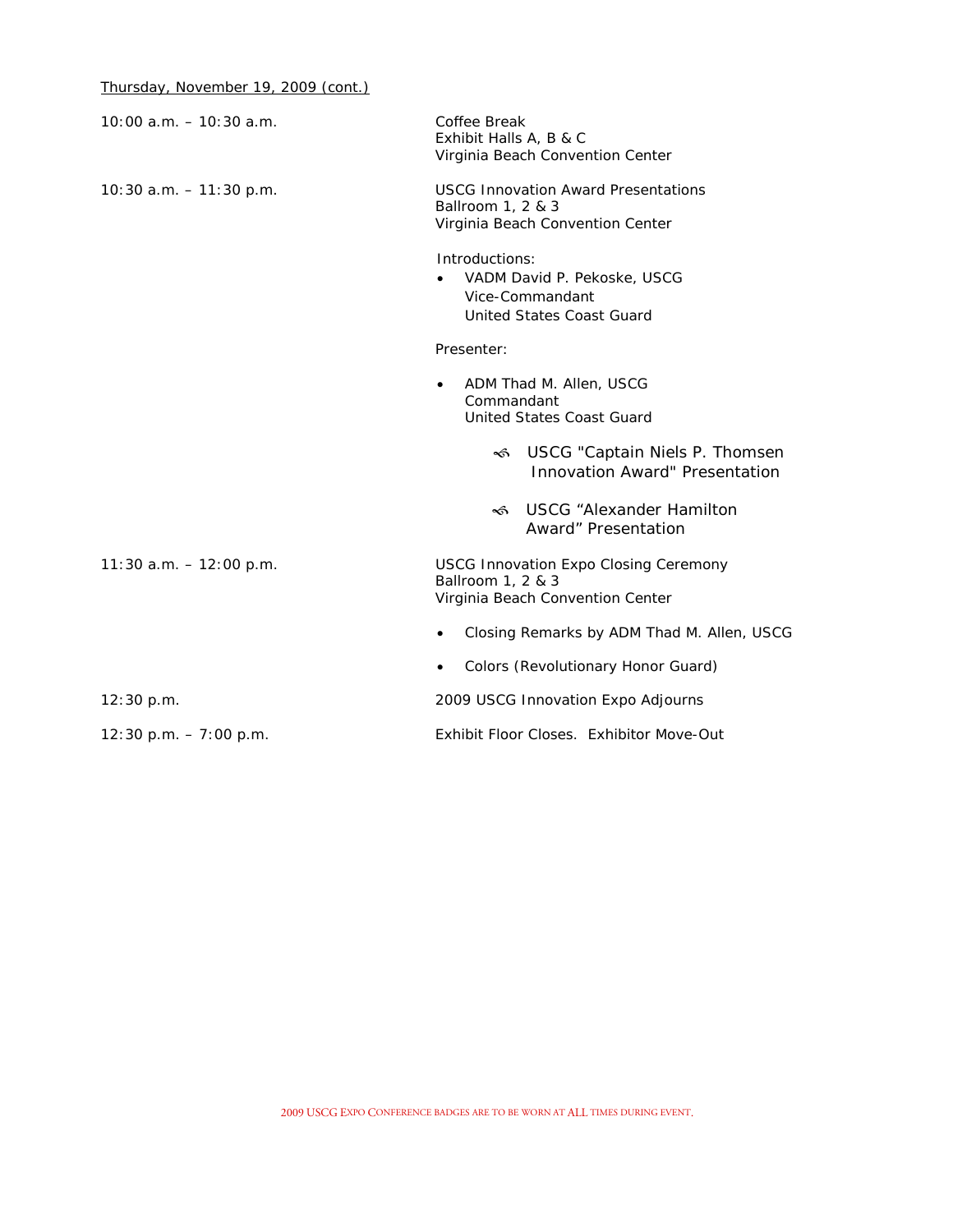Thursday, November 19, 2009 (cont.)

| | |
|---|---|
| 10:00 a.m. – 10:30 a.m. | Coffee Break<br>Exhibit Halls A, B & C<br>Virginia Beach Convention Center |
| 10:30 a.m. – 11:30 p.m. | USCG Innovation Award Presentations<br>Ballroom 1, 2 & 3<br>Virginia Beach Convention Center<br><br>Introductions:<br>• VADM David P. Pekoske, USCG<br>Vice-Commandant<br>United States Coast Guard<br><br>Presenter:<br>• ADM Thad M. Allen, USCG<br>Commandant<br>United States Coast Guard<br><br>- USCG "Captain Niels P. Thomsen Innovation Award" Presentation<br>- USCG “Alexander Hamilton Award” Presentation |
| 11:30 a.m. – 12:00 p.m. | USCG Innovation Expo Closing Ceremony<br>Ballroom 1, 2 & 3<br>Virginia Beach Convention Center<br><br>• Closing Remarks by ADM Thad M. Allen, USCG<br>• Colors (Revolutionary Honor Guard) |
| 12:30 p.m. | 2009 USCG Innovation Expo Adjourns |
| 12:30 p.m. – 7:00 p.m. | Exhibit Floor Closes. Exhibitor Move-Out |

2009 USCG EXPO CONFERENCE BADGES ARE TO BE WORN AT ALL TIMES DURING EVENT.